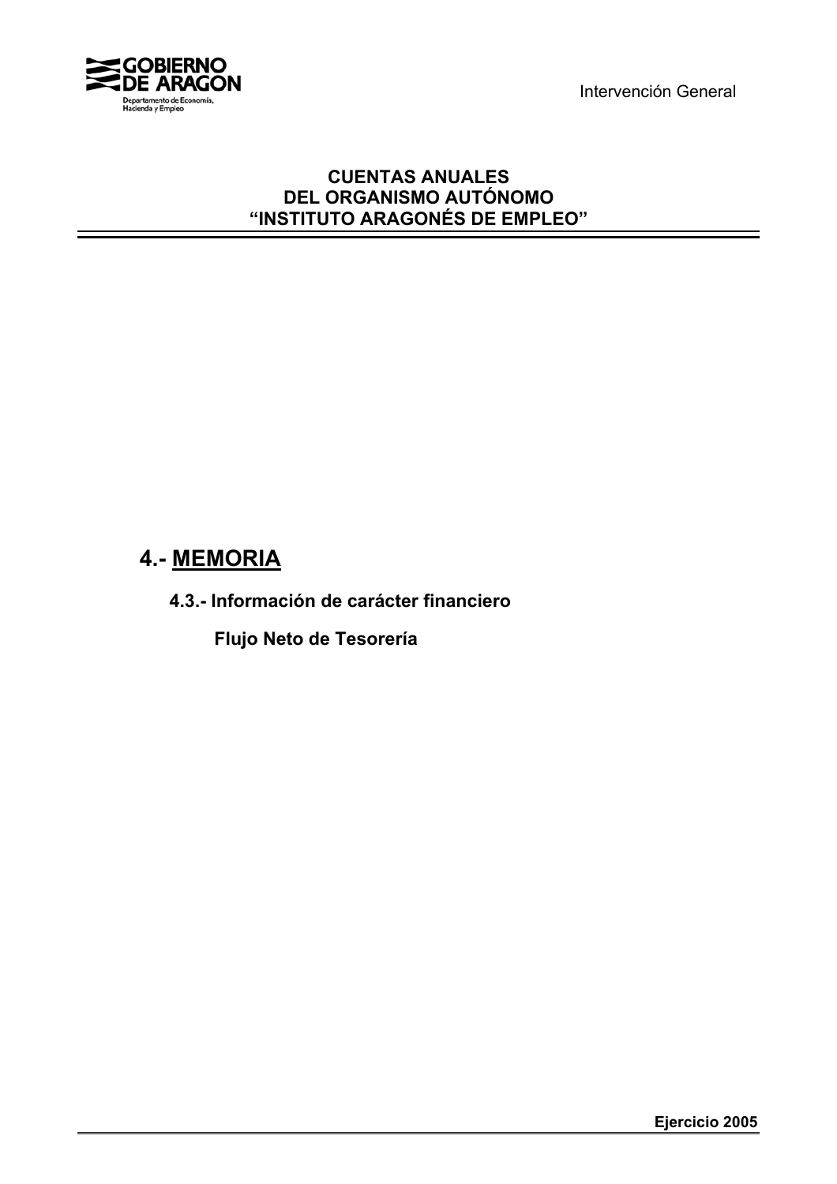# CUENTAS ANUALES
# DEL ORGANISMO AUTÓNOMO
# "INSTITUTO ARAGONÉS DE EMPLEO"

## 4.- MEMORIA

### 4.3.- Información de carácter financiero

#### Flujo Neto de Tesorería

Ejercicio 2005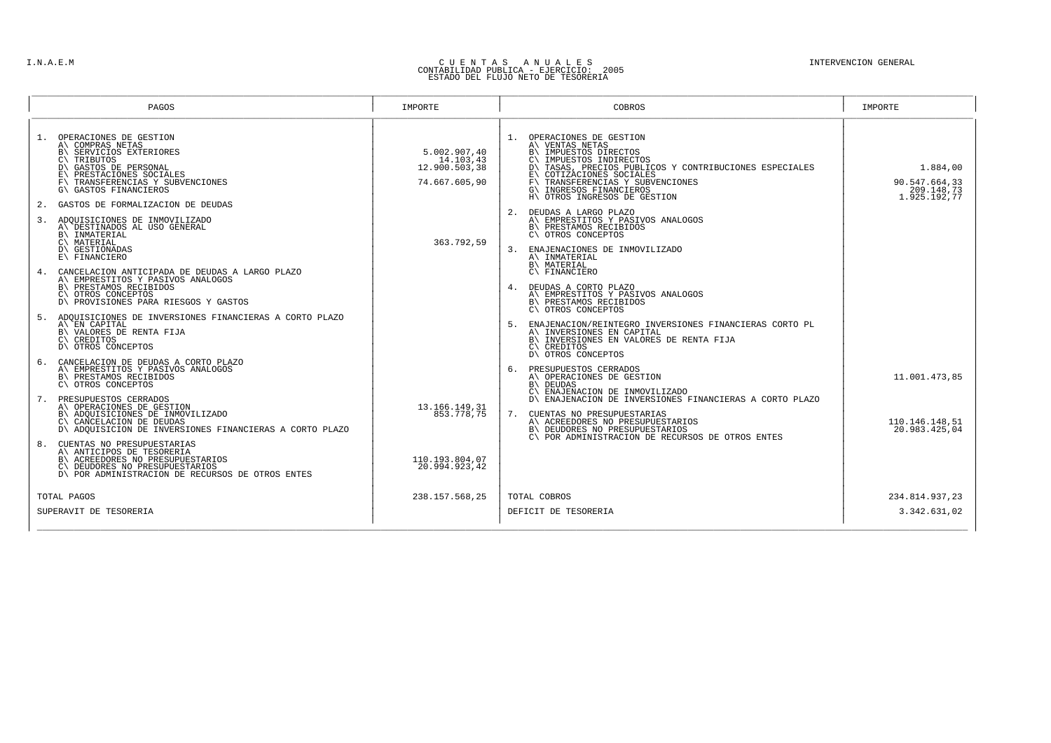# CUENTAS ANUALES
## CONTABILIDAD PUBLICA - EJERCICIO: 2005
## ESTADO DEL FLUJO NETO DE TESORERIA

| PAGOS | IMPORTE | COBROS | IMPORTE |
|---|---|---|---|
| 1. OPERACIONES DE GESTION | | 1. OPERACIONES DE GESTION | |
| A\ COMPRAS NETAS | | A\ VENTAS NETAS | |
| B\ SERVICIOS EXTERIORES | 5.002.907,40 | B\ IMPUESTOS DIRECTOS | |
| C\ TRIBUTOS | 14.103,43 | C\ IMPUESTOS INDIRECTOS | |
| D\ GASTOS DE PERSONAL | 12.900.503,38 | D\ TASAS, PRECIOS PUBLICOS Y CONTRIBUCIONES ESPECIALES | 1.884,00 |
| E\ PRESTACIONES SOCIALES | | E\ COTIZACIONES SOCIALES | |
| F\ TRANSFERENCIAS Y SUBVENCIONES | 74.667.605,90 | F\ TRANSFERENCIAS Y SUBVENCIONES | 90.547.664,33 |
| G\ GASTOS FINANCIEROS | | G\ INGRESOS FINANCIEROS | 209.148,73 |
| 2. GASTOS DE FORMALIZACION DE DEUDAS | | H\ OTROS INGRESOS DE GESTION | 1.925.192,77 |
| 3. ADQUISICIONES DE INMOVILIZADO | | 2. DEUDAS A LARGO PLAZO | |
| A\ DESTINADOS AL USO GENERAL | | A\ EMPRESTITOS Y PASIVOS ANALOGOS | |
| B\ INMATERIAL | | B\ PRESTAMOS RECIBIDOS | |
| C\ MATERIAL | 363.792,59 | C\ OTROS CONCEPTOS | |
| D\ GESTIONADAS | | 3. ENAJENACIONES DE INMOVILIZADO | |
| E\ FINANCIERO | | A\ INMATERIAL | |
| 4. CANCELACION ANTICIPADA DE DEUDAS A LARGO PLAZO | | B\ MATERIAL | |
| A\ EMPRESTITOS Y PASIVOS ANALOGOS | | C\ FINANCIERO | |
| B\ PRESTAMOS RECIBIDOS | | 4. DEUDAS A CORTO PLAZO | |
| C\ OTROS CONCEPTOS | | A\ EMPRESTITOS Y PASIVOS ANALOGOS | |
| D\ PROVISIONES PARA RIESGOS Y GASTOS | | B\ PRESTAMOS RECIBIDOS | |
| 5. ADQUISICIONES DE INVERSIONES FINANCIERAS A CORTO PLAZO | | C\ OTROS CONCEPTOS | |
| A\ EN CAPITAL | | 5. ENAJENACION/REINTEGRO INVERSIONES FINANCIERAS CORTO PL | |
| B\ VALORES DE RENTA FIJA | | A\ INVERSIONES EN CAPITAL | |
| C\ CREDITOS | | B\ INVERSIONES EN VALORES DE RENTA FIJA | |
| D\ OTROS CONCEPTOS | | C\ CREDITOS | |
| 6. CANCELACION DE DEUDAS A CORTO PLAZO | | D\ OTROS CONCEPTOS | |
| A\ EMPRESTITOS Y PASIVOS ANALOGOS | | 6. PRESUPUESTOS CERRADOS | |
| B\ PRESTAMOS RECIBIDOS | | A\ OPERACIONES DE GESTION | 11.001.473,85 |
| C\ OTROS CONCEPTOS | | B\ DEUDAS | |
| 7. PRESUPUESTOS CERRADOS | | C\ ENAJENACION DE INMOVILIZADO | |
| A\ OPERACIONES DE GESTION | 13.166.149,31 | D\ ENAJENACION DE INVERSIONES FINANCIERAS A CORTO PLAZO | |
| B\ ADQUISICIONES DE INMOVILIZADO | 853.778,75 | 7. CUENTAS NO PRESUPUESTARIAS | |
| C\ CANCELACION DE DEUDAS | | A\ ACREEDORES NO PRESUPUESTARIOS | 110.146.148,51 |
| D\ ADQUISICION DE INVERSIONES FINANCIERAS A CORTO PLAZO | | B\ DEUDORES NO PRESUPUESTARIOS | 20.983.425,04 |
| 8. CUENTAS NO PRESUPUESTARIAS | | C\ POR ADMINISTRACION DE RECURSOS DE OTROS ENTES | |
| A\ ANTICIPOS DE TESORERIA | | | |
| B\ ACREEDORES NO PRESUPUESTARIOS | 110.193.804,07 | | |
| C\ DEUDORES NO PRESUPUESTARIOS | 20.994.923,42 | | |
| D\ POR ADMINISTRACION DE RECURSOS DE OTROS ENTES | | | |
| TOTAL PAGOS | 238.157.568,25 | TOTAL COBROS | 234.814.937,23 |
| SUPERAVIT DE TESORERIA | | DEFICIT DE TESORERIA | 3.342.631,02 |